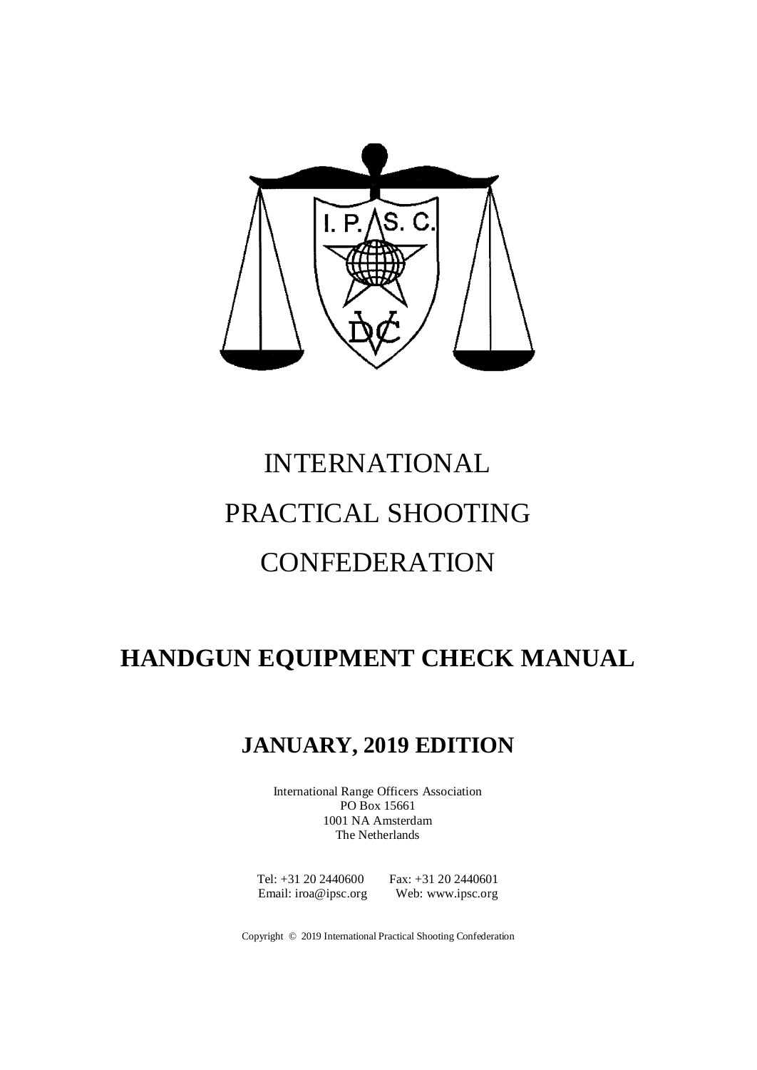# INTERNATIONAL PRACTICAL SHOOTING CONFEDERATION

## HANDGUN EQUIPMENT CHECK MANUAL

### JANUARY, 2019 EDITION

International Range Officers Association
PO Box 15661
1001 NA Amsterdam
The Netherlands

Tel: +31 20 2440600 Fax: +31 20 2440601
Email: iroa@ipsc.org Web: www.ipsc.org

Copyright © 2019 International Practical Shooting Confederation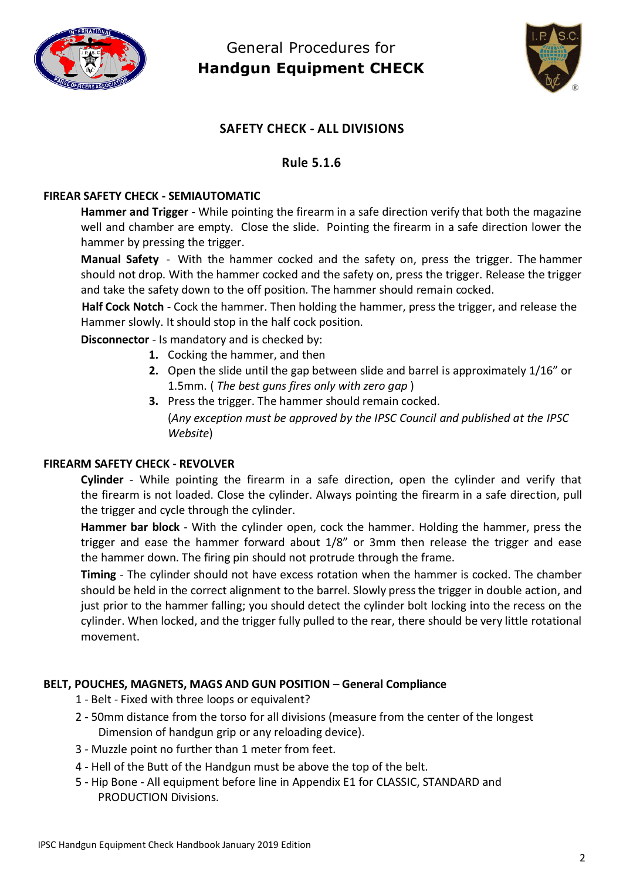# General Procedures for **Handgun Equipment CHECK**

## SAFETY CHECK - ALL DIVISIONS

## Rule 5.1.6

### FIREAR SAFETY CHECK - SEMIAUTOMATIC

**Hammer and Trigger** - While pointing the firearm in a safe direction verify that both the magazine well and chamber are empty. Close the slide. Pointing the firearm in a safe direction lower the hammer by pressing the trigger.

**Manual Safety** - With the hammer cocked and the safety on, press the trigger. The hammer should not drop. With the hammer cocked and the safety on, press the trigger. Release the trigger and take the safety down to the off position. The hammer should remain cocked.

**Half Cock Notch** - Cock the hammer. Then holding the hammer, press the trigger, and release the Hammer slowly. It should stop in the half cock position.

**Disconnector** - Is mandatory and is checked by:

1. Cocking the hammer, and then
2. Open the slide until the gap between slide and barrel is approximately 1/16" or 1.5mm. ( *The best guns fires only with zero gap* )
3. Press the trigger. The hammer should remain cocked.
   (*Any exception must be approved by the IPSC Council and published at the IPSC Website*)

### FIREARM SAFETY CHECK - REVOLVER

**Cylinder** - While pointing the firearm in a safe direction, open the cylinder and verify that the firearm is not loaded. Close the cylinder. Always pointing the firearm in a safe direction, pull the trigger and cycle through the cylinder.

**Hammer bar block** - With the cylinder open, cock the hammer. Holding the hammer, press the trigger and ease the hammer forward about 1/8" or 3mm then release the trigger and ease the hammer down. The firing pin should not protrude through the frame.

**Timing** - The cylinder should not have excess rotation when the hammer is cocked. The chamber should be held in the correct alignment to the barrel. Slowly press the trigger in double action, and just prior to the hammer falling; you should detect the cylinder bolt locking into the recess on the cylinder. When locked, and the trigger fully pulled to the rear, there should be very little rotational movement.

### BELT, POUCHES, MAGNETS, MAGS AND GUN POSITION – General Compliance

1 - Belt - Fixed with three loops or equivalent?

2 - 50mm distance from the torso for all divisions (measure from the center of the longest Dimension of handgun grip or any reloading device).

3 - Muzzle point no further than 1 meter from feet.

4 - Hell of the Butt of the Handgun must be above the top of the belt.

5 - Hip Bone - All equipment before line in Appendix E1 for CLASSIC, STANDARD and PRODUCTION Divisions.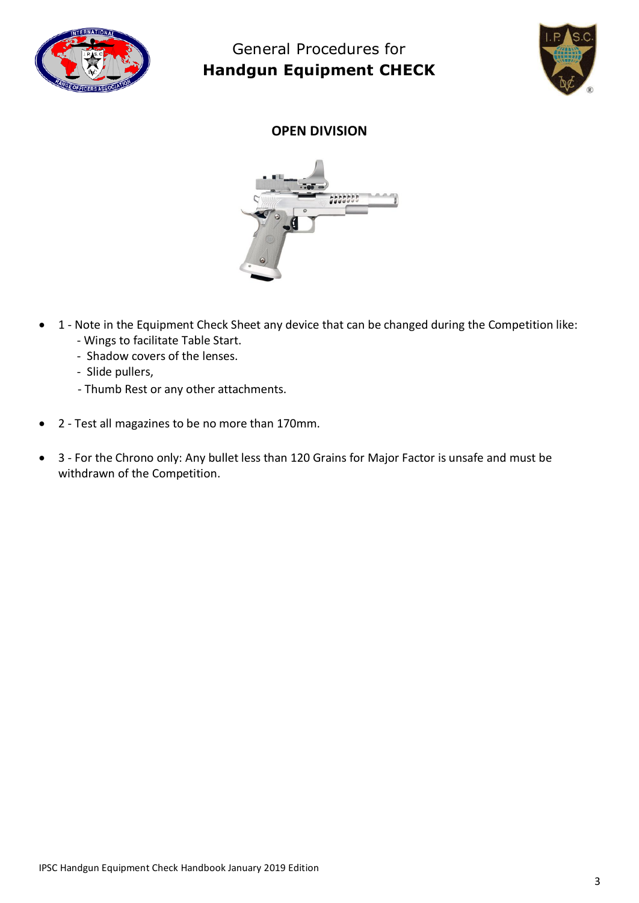General Procedures for
**Handgun Equipment CHECK**

## OPEN DIVISION

- 1 - Note in the Equipment Check Sheet any device that can be changed during the Competition like:
  - Wings to facilitate Table Start.
  - Shadow covers of the lenses.
  - Slide pullers,
  - Thumb Rest or any other attachments.

- 2 - Test all magazines to be no more than 170mm.

- 3 - For the Chrono only: Any bullet less than 120 Grains for Major Factor is unsafe and must be withdrawn of the Competition.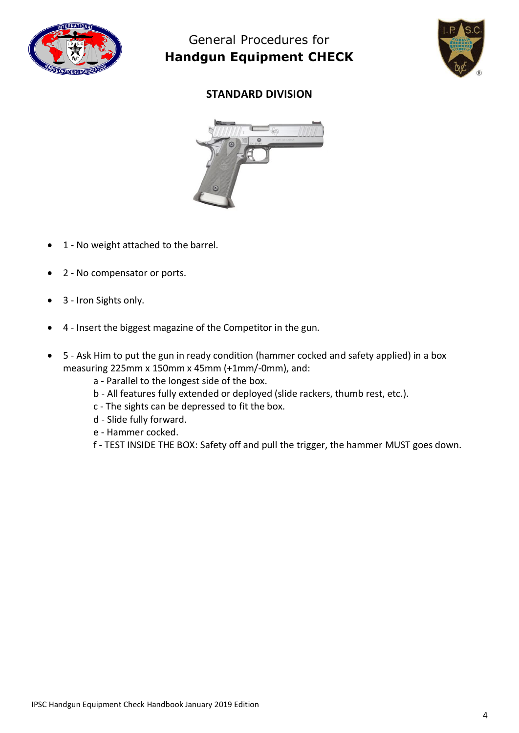# General Procedures for Handgun Equipment CHECK

## STANDARD DIVISION

- 1 - No weight attached to the barrel.
- 2 - No compensator or ports.
- 3 - Iron Sights only.
- 4 - Insert the biggest magazine of the Competitor in the gun.
- 5 - Ask Him to put the gun in ready condition (hammer cocked and safety applied) in a box measuring 225mm x 150mm x 45mm (+1mm/-0mm), and:
  - a - Parallel to the longest side of the box.
  - b - All features fully extended or deployed (slide rackers, thumb rest, etc.).
  - c - The sights can be depressed to fit the box.
  - d - Slide fully forward.
  - e - Hammer cocked.
  - f - TEST INSIDE THE BOX: Safety off and pull the trigger, the hammer MUST goes down.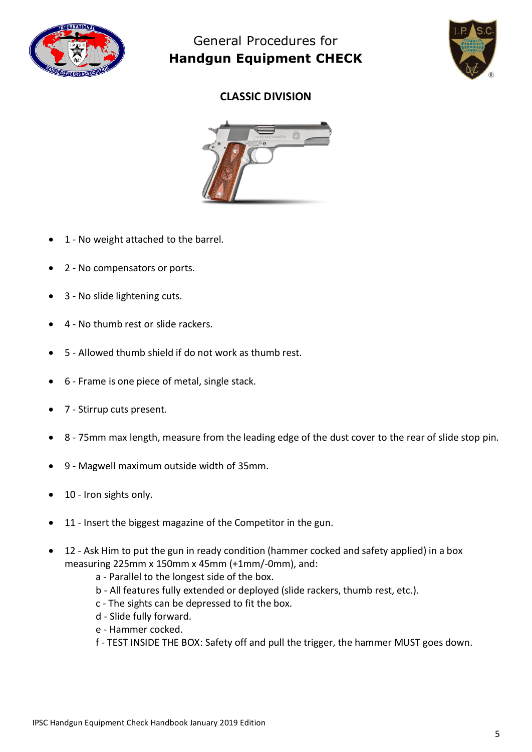# General Procedures for **Handgun Equipment CHECK**

## CLASSIC DIVISION

- 1 - No weight attached to the barrel.
- 2 - No compensators or ports.
- 3 - No slide lightening cuts.
- 4 - No thumb rest or slide rackers.
- 5 - Allowed thumb shield if do not work as thumb rest.
- 6 - Frame is one piece of metal, single stack.
- 7 - Stirrup cuts present.
- 8 - 75mm max length, measure from the leading edge of the dust cover to the rear of slide stop pin.
- 9 - Magwell maximum outside width of 35mm.
- 10 - Iron sights only.
- 11 - Insert the biggest magazine of the Competitor in the gun.
- 12 - Ask Him to put the gun in ready condition (hammer cocked and safety applied) in a box measuring 225mm x 150mm x 45mm (+1mm/-0mm), and:
  - a - Parallel to the longest side of the box.
  - b - All features fully extended or deployed (slide rackers, thumb rest, etc.).
  - c - The sights can be depressed to fit the box.
  - d - Slide fully forward.
  - e - Hammer cocked.
  - f - TEST INSIDE THE BOX: Safety off and pull the trigger, the hammer MUST goes down.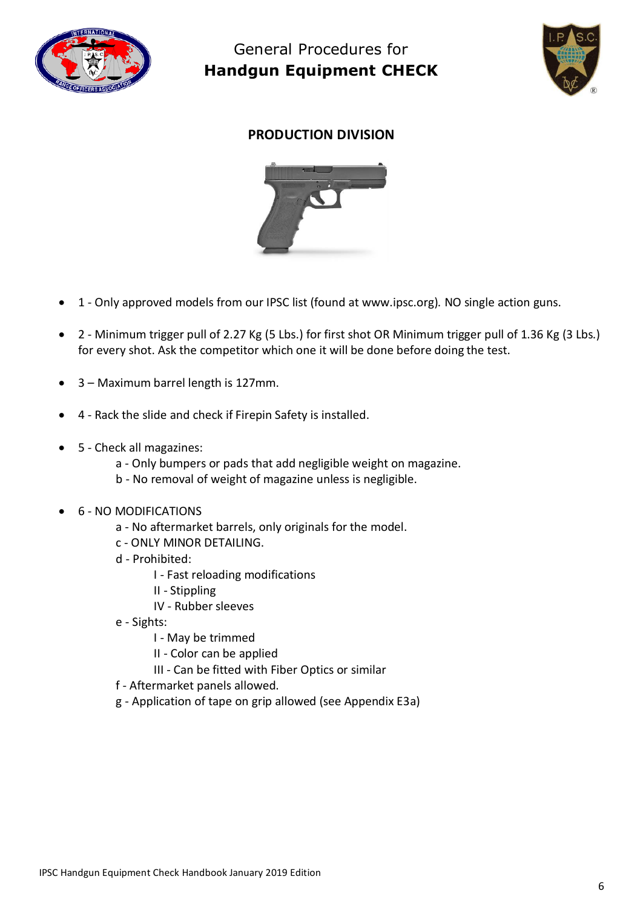# General Procedures for **Handgun Equipment CHECK**

## PRODUCTION DIVISION

- 1 - Only approved models from our IPSC list (found at www.ipsc.org). NO single action guns.

- 2 - Minimum trigger pull of 2.27 Kg (5 Lbs.) for first shot OR Minimum trigger pull of 1.36 Kg (3 Lbs.) for every shot. Ask the competitor which one it will be done before doing the test.

- 3 – Maximum barrel length is 127mm.

- 4 - Rack the slide and check if Firepin Safety is installed.

- 5 - Check all magazines:
  - a - Only bumpers or pads that add negligible weight on magazine.
  - b - No removal of weight of magazine unless is negligible.

- 6 - NO MODIFICATIONS
  - a - No aftermarket barrels, only originals for the model.
  - c - ONLY MINOR DETAILING.
  - d - Prohibited:
    - I - Fast reloading modifications
    - II - Stippling
    - IV - Rubber sleeves
  - e - Sights:
    - I - May be trimmed
    - II - Color can be applied
    - III - Can be fitted with Fiber Optics or similar
  - f - Aftermarket panels allowed.
  - g - Application of tape on grip allowed (see Appendix E3a)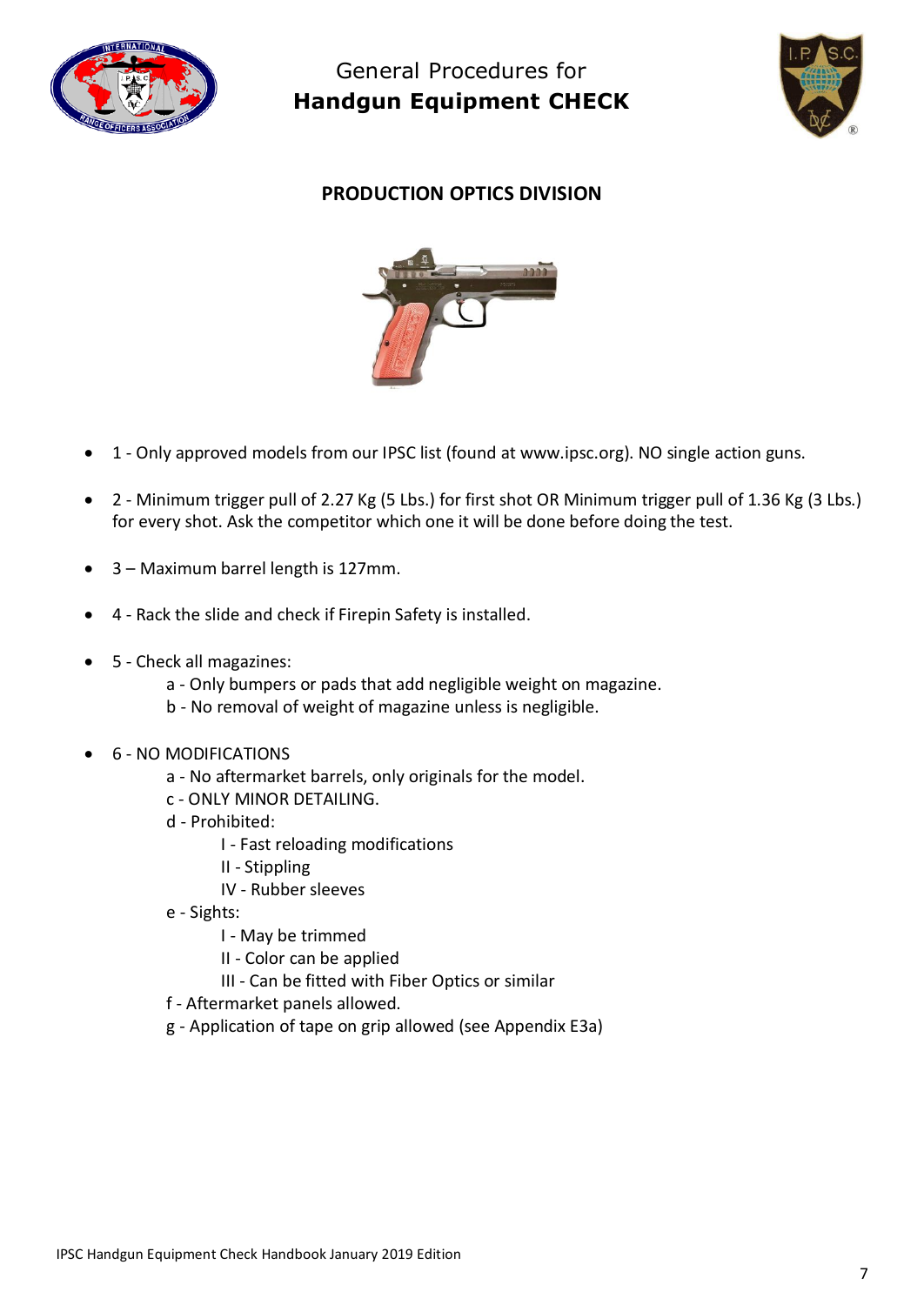# General Procedures for **Handgun Equipment CHECK**

## PRODUCTION OPTICS DIVISION

- 1 - Only approved models from our IPSC list (found at www.ipsc.org). NO single action guns.
- 2 - Minimum trigger pull of 2.27 Kg (5 Lbs.) for first shot OR Minimum trigger pull of 1.36 Kg (3 Lbs.) for every shot. Ask the competitor which one it will be done before doing the test.
- 3 – Maximum barrel length is 127mm.
- 4 - Rack the slide and check if Firepin Safety is installed.
- 5 - Check all magazines:
  - a - Only bumpers or pads that add negligible weight on magazine.
  - b - No removal of weight of magazine unless is negligible.
- 6 - NO MODIFICATIONS
  - a - No aftermarket barrels, only originals for the model.
  - c - ONLY MINOR DETAILING.
  - d - Prohibited:
    - I - Fast reloading modifications
    - II - Stippling
    - IV - Rubber sleeves
  - e - Sights:
    - I - May be trimmed
    - II - Color can be applied
    - III - Can be fitted with Fiber Optics or similar
  - f - Aftermarket panels allowed.
  - g - Application of tape on grip allowed (see Appendix E3a)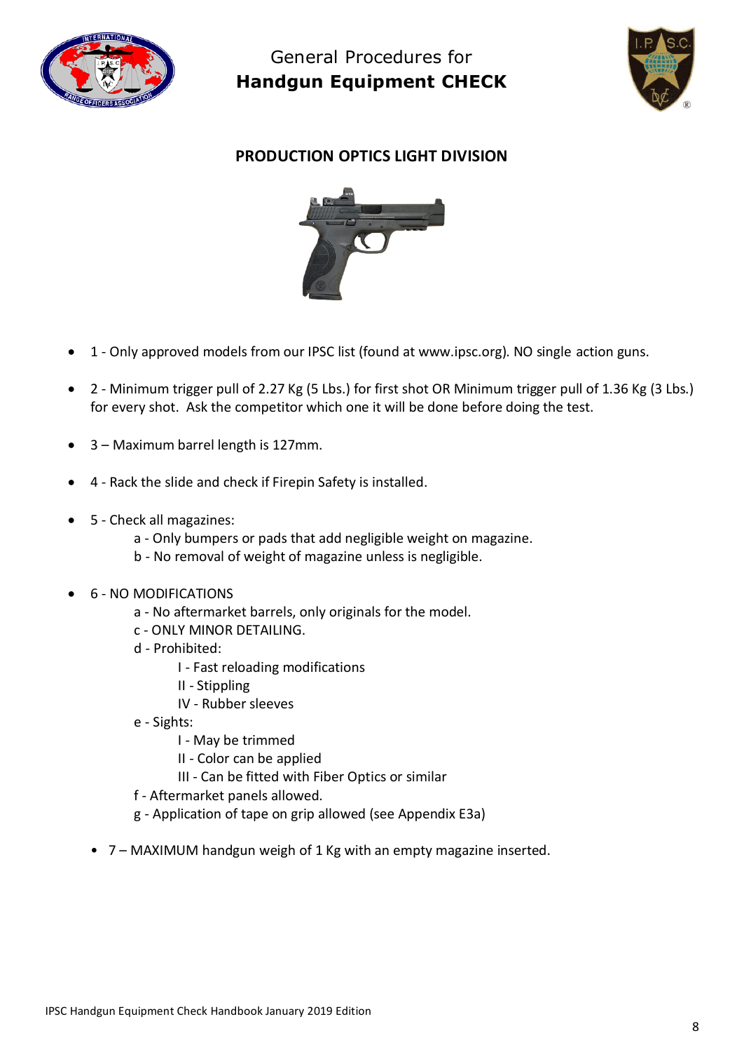# General Procedures for
# Handgun Equipment CHECK

## PRODUCTION OPTICS LIGHT DIVISION

- 1 - Only approved models from our IPSC list (found at www.ipsc.org). NO single action guns.
- 2 - Minimum trigger pull of 2.27 Kg (5 Lbs.) for first shot OR Minimum trigger pull of 1.36 Kg (3 Lbs.) for every shot. Ask the competitor which one it will be done before doing the test.
- 3 – Maximum barrel length is 127mm.
- 4 - Rack the slide and check if Firepin Safety is installed.
- 5 - Check all magazines:
  - a - Only bumpers or pads that add negligible weight on magazine.
  - b - No removal of weight of magazine unless is negligible.
- 6 - NO MODIFICATIONS
  - a - No aftermarket barrels, only originals for the model.
  - c - ONLY MINOR DETAILING.
  - d - Prohibited:
    - I - Fast reloading modifications
    - II - Stippling
    - IV - Rubber sleeves
  - e - Sights:
    - I - May be trimmed
    - II - Color can be applied
    - III - Can be fitted with Fiber Optics or similar
  - f - Aftermarket panels allowed.
  - g - Application of tape on grip allowed (see Appendix E3a)
- 7 – MAXIMUM handgun weigh of 1 Kg with an empty magazine inserted.

IPSC Handgun Equipment Check Handbook January 2019 Edition